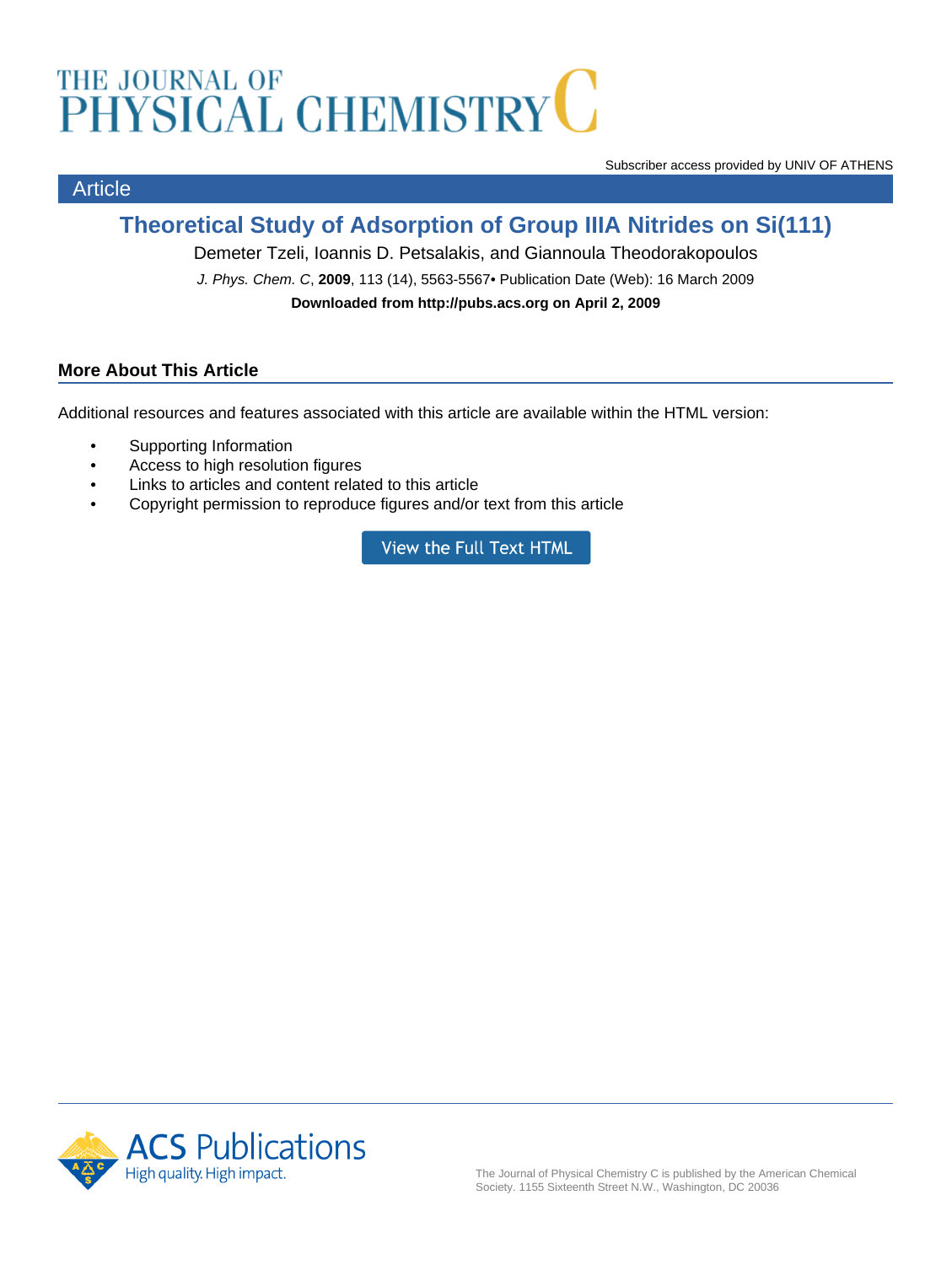# THE JOURNAL OF PHYSICAL CHEMISTRY C

Subscriber access provided by UNIV OF ATHENS

Article

## Theoretical Study of Adsorption of Group IIIA Nitrides on Si(111)

Demeter Tzeli, Ioannis D. Petsalakis, and Giannoula Theodorakopoulos

*J. Phys. Chem. C*, **2009**, 113 (14), 5563-5567• Publication Date (Web): 16 March 2009

**Downloaded from http://pubs.acs.org on April 2, 2009**

### More About This Article

Additional resources and features associated with this article are available within the HTML version:

- Supporting Information
- Access to high resolution figures
- Links to articles and content related to this article
- Copyright permission to reproduce figures and/or text from this article

View the Full Text HTML

ACS Publications High quality. High impact.

The Journal of Physical Chemistry C is published by the American Chemical Society. 1155 Sixteenth Street N.W., Washington, DC 20036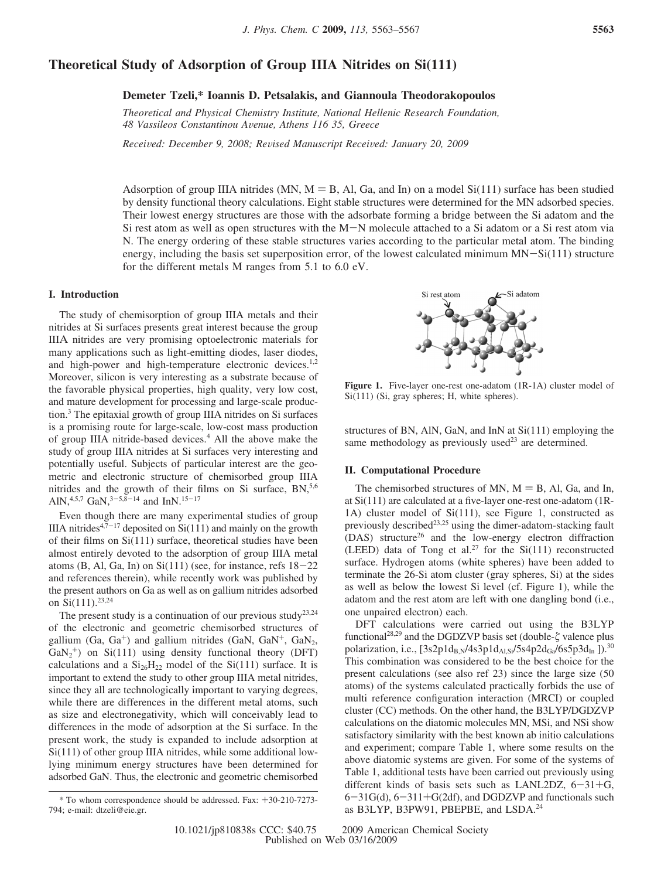# Theoretical Study of Adsorption of Group IIIA Nitrides on Si(111)

**Demeter Tzeli,* Ioannis D. Petsalakis, and Giannoula Theodorakopoulos**

*Theoretical and Physical Chemistry Institute, National Hellenic Research Foundation, 48 Vassileos Constantinou Avenue, Athens 116 35, Greece*

*Received: December 9, 2008; Revised Manuscript Received: January 20, 2009*

Adsorption of group IIIA nitrides (MN, M = B, Al, Ga, and In) on a model Si(111) surface has been studied by density functional theory calculations. Eight stable structures were determined for the MN adsorbed species. Their lowest energy structures are those with the adsorbate forming a bridge between the Si adatom and the Si rest atom as well as open structures with the M−N molecule attached to a Si adatom or a Si rest atom via N. The energy ordering of these stable structures varies according to the particular metal atom. The binding energy, including the basis set superposition error, of the lowest calculated minimum MN−Si(111) structure for the different metals M ranges from 5.1 to 6.0 eV.

## I. Introduction

The study of chemisorption of group IIIA metals and their nitrides at Si surfaces presents great interest because the group IIIA nitrides are very promising optoelectronic materials for many applications such as light-emitting diodes, laser diodes, and high-power and high-temperature electronic devices.[1,2] Moreover, silicon is very interesting as a substrate because of the favorable physical properties, high quality, very low cost, and mature development for processing and large-scale production.[3] The epitaxial growth of group IIIA nitrides on Si surfaces is a promising route for large-scale, low-cost mass production of group IIIA nitride-based devices.[4] All the above make the study of group IIIA nitrides at Si surfaces very interesting and potentially useful. Subjects of particular interest are the geometric and electronic structure of chemisorbed group IIIA nitrides and the growth of their films on Si surface, BN,[5,6] AlN,[4,5,7] GaN,[3−5,8−14] and InN.[15−17]

Even though there are many experimental studies of group IIIA nitrides[4,7−17] deposited on Si(111) and mainly on the growth of their films on Si(111) surface, theoretical studies have been almost entirely devoted to the adsorption of group IIIA metal atoms (B, Al, Ga, In) on Si(111) (see, for instance, refs 18−22 and references therein), while recently work was published by the present authors on Ga as well as on gallium nitrides adsorbed on Si(111).[23,24]

The present study is a continuation of our previous study[23,24] of the electronic and geometric chemisorbed structures of gallium (Ga, $Ga^+$) and gallium nitrides (GaN, $GaN^+$, $GaN_2$, $GaN_2^+$) on Si(111) using density functional theory (DFT) calculations and a $Si_{26}H_{22}$ model of the Si(111) surface. It is important to extend the study to other group IIIA metal nitrides, since they all are technologically important to varying degrees, while there are differences in the different metal atoms, such as size and electronegativity, which will conceivably lead to differences in the mode of adsorption at the Si surface. In the present work, the study is expanded to include adsorption at Si(111) of other group IIIA nitrides, while some additional low-lying minimum energy structures have been determined for adsorbed GaN. Thus, the electronic and geometric chemisorbed structures of BN, AlN, GaN, and InN at Si(111) employing the same methodology as previously used[23] are determined.

**Figure 1.** Five-layer one-rest one-adatom (1R-1A) cluster model of Si(111) (Si, gray spheres; H, white spheres).

## II. Computational Procedure

The chemisorbed structures of MN, M = B, Al, Ga, and In, at Si(111) are calculated at a five-layer one-rest one-adatom (1R-1A) cluster model of Si(111), see Figure 1, constructed as previously described[23,25] using the dimer-adatom-stacking fault (DAS) structure[26] and the low-energy electron diffraction (LEED) data of Tong et al.[27] for the Si(111) reconstructed surface. Hydrogen atoms (white spheres) have been added to terminate the 26-Si atom cluster (gray spheres, Si) at the sides as well as below the lowest Si level (cf. Figure 1), while the adatom and the rest atom are left with one dangling bond (i.e., one unpaired electron) each.

DFT calculations were carried out using the B3LYP functional[28,29] and the DGDZVP basis set (double-ζ valence plus polarization, i.e., $[3s2p1d_{B,N}/4s3p1d_{Al,Si}/5s4p2d_{Ga}/6s5p3d_{In}]$).[30] This combination was considered to be the best choice for the present calculations (see also ref 23) since the large size (50 atoms) of the systems calculated practically forbids the use of multi reference configuration interaction (MRCI) or coupled cluster (CC) methods. On the other hand, the B3LYP/DGDZVP calculations on the diatomic molecules MN, MSi, and NSi show satisfactory similarity with the best known ab initio calculations and experiment; compare Table 1, where some results on the above diatomic systems are given. For some of the systems of Table 1, additional tests have been carried out previously using different kinds of basis sets such as LANL2DZ, 6−31+G, 6−31G(d), 6−311+G(2df), and DGDZVP and functionals such as B3LYP, B3PW91, PBEPBE, and LSDA.[24]

\* To whom correspondence should be addressed. Fax: +30-210-7273-794; e-mail: dtzeli@eie.gr.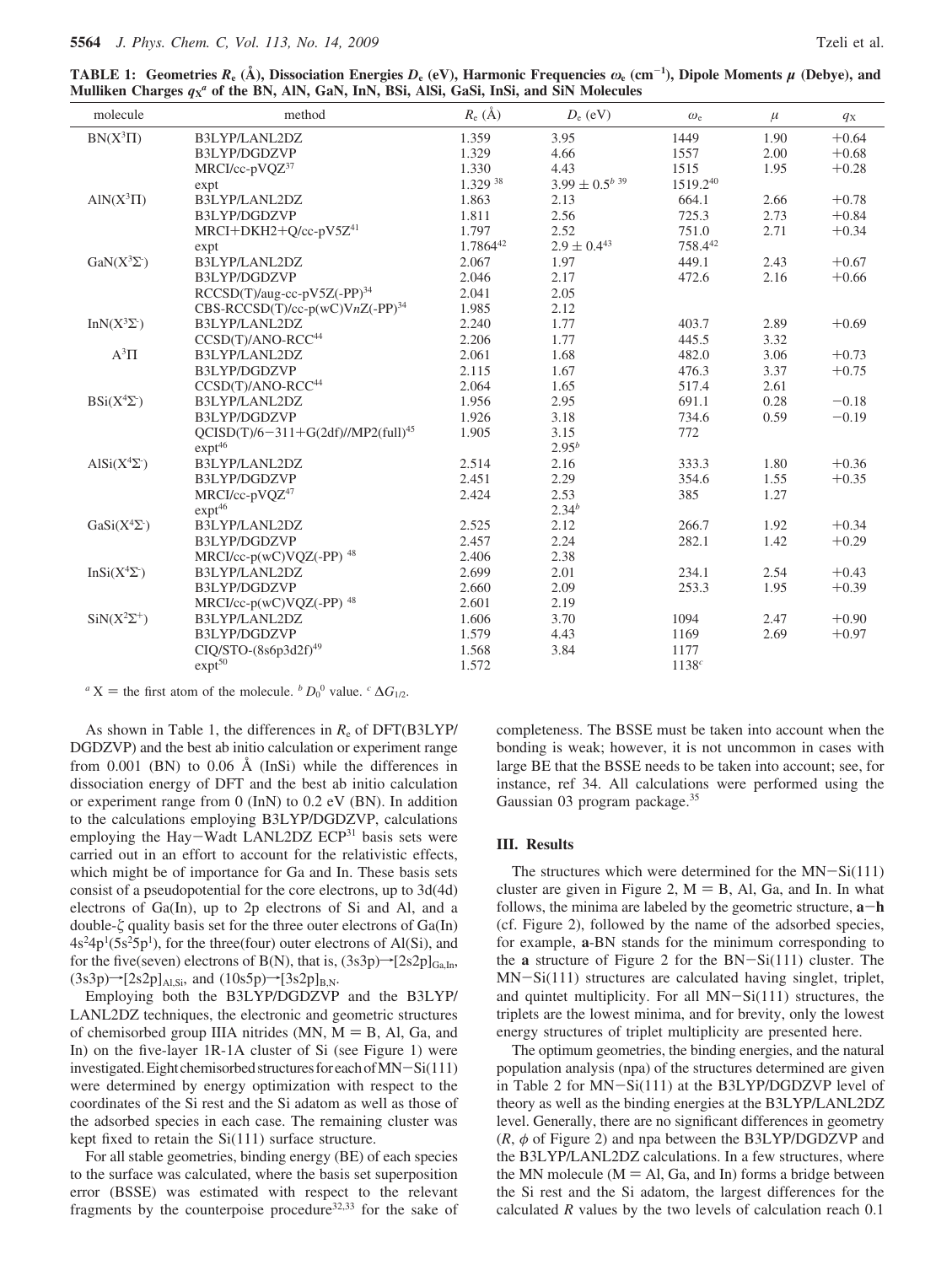**TABLE 1: Geometries $R_e$ (Å), Dissociation Energies $D_e$ (eV), Harmonic Frequencies $\omega_e$ (cm$^{-1}$), Dipole Moments $\mu$ (Debye), and Mulliken Charges $q_X$[a] of the BN, AlN, GaN, InN, BSi, AlSi, GaSi, InSi, and SiN Molecules**

| molecule | method | $R_e$ (Å) | $D_e$ (eV) | $\omega_e$ | $\mu$ | $q_X$ |
|---|---|---|---|---|---|---|
| BN($X^3\Pi$) | B3LYP/LANL2DZ | 1.359 | 3.95 | 1449 | 1.90 | +0.64 |
| | B3LYP/DGDZVP | 1.329 | 4.66 | 1557 | 2.00 | +0.68 |
| | MRCI/cc-pVQZ[37] | 1.330 | 4.43 | 1515 | 1.95 | +0.28 |
| | expt | 1.329 [38] | 3.99 ± 0.5[b] [39] | 1519.2[40] | | |
| AlN($X^3\Pi$) | B3LYP/LANL2DZ | 1.863 | 2.13 | 664.1 | 2.66 | +0.78 |
| | B3LYP/DGDZVP | 1.811 | 2.56 | 725.3 | 2.73 | +0.84 |
| | MRCI+DKH2+Q/cc-pV5Z[41] | 1.797 | 2.52 | 751.0 | 2.71 | +0.34 |
| | expt | 1.7864[42] | 2.9 ± 0.4[43] | 758.4[42] | | |
| GaN($X^3\Sigma^-$) | B3LYP/LANL2DZ | 2.067 | 1.97 | 449.1 | 2.43 | +0.67 |
| | B3LYP/DGDZVP | 2.046 | 2.17 | 472.6 | 2.16 | +0.66 |
| | RCCSD(T)/aug-cc-pV5Z(-PP)[34] | 2.041 | 2.05 | | | |
| | CBS-RCCSD(T)/cc-p(wC)VnZ(-PP)[34] | 1.985 | 2.12 | | | |
| InN($X^3\Sigma^-$) | B3LYP/LANL2DZ | 2.240 | 1.77 | 403.7 | 2.89 | +0.69 |
| | CCSD(T)/ANO-RCC[44] | 2.206 | 1.77 | 445.5 | 3.32 | |
| $A^3\Pi$ | B3LYP/LANL2DZ | 2.061 | 1.68 | 482.0 | 3.06 | +0.73 |
| | B3LYP/DGDZVP | 2.115 | 1.67 | 476.3 | 3.37 | +0.75 |
| | CCSD(T)/ANO-RCC[44] | 2.064 | 1.65 | 517.4 | 2.61 | |
| BSi($X^4\Sigma^-$) | B3LYP/LANL2DZ | 1.956 | 2.95 | 691.1 | 0.28 | −0.18 |
| | B3LYP/DGDZVP | 1.926 | 3.18 | 734.6 | 0.59 | −0.19 |
| | QCISD(T)/6−311+G(2df)//MP2(full)[45] | 1.905 | 3.15 | 772 | | |
| | expt[46] | | 2.95[b] | | | |
| AlSi($X^4\Sigma^-$) | B3LYP/LANL2DZ | 2.514 | 2.16 | 333.3 | 1.80 | +0.36 |
| | B3LYP/DGDZVP | 2.451 | 2.29 | 354.6 | 1.55 | +0.35 |
| | MRCI/cc-pVQZ[47] | 2.424 | 2.53 | 385 | 1.27 | |
| | expt[46] | | 2.34[b] | | | |
| GaSi($X^4\Sigma^-$) | B3LYP/LANL2DZ | 2.525 | 2.12 | 266.7 | 1.92 | +0.34 |
| | B3LYP/DGDZVP | 2.457 | 2.24 | 282.1 | 1.42 | +0.29 |
| | MRCI/cc-p(wC)VQZ(-PP) [48] | 2.406 | 2.38 | | | |
| InSi($X^4\Sigma^-$) | B3LYP/LANL2DZ | 2.699 | 2.01 | 234.1 | 2.54 | +0.43 |
| | B3LYP/DGDZVP | 2.660 | 2.09 | 253.3 | 1.95 | +0.39 |
| | MRCI/cc-p(wC)VQZ(-PP) [48] | 2.601 | 2.19 | | | |
| SiN($X^2\Sigma^+$) | B3LYP/LANL2DZ | 1.606 | 3.70 | 1094 | 2.47 | +0.90 |
| | B3LYP/DGDZVP | 1.579 | 4.43 | 1169 | 2.69 | +0.97 |
| | CIQ/STO-(8s6p3d2f)[49] | 1.568 | 3.84 | 1177 | | |
| | expt[50] | 1.572 | | 1138[c] | | |

[a] X = the first atom of the molecule. [b] $D_0^0$ value. [c] $\Delta G_{1/2}$.

As shown in Table 1, the differences in $R_e$ of DFT(B3LYP/DGDZVP) and the best ab initio calculation or experiment range from 0.001 (BN) to 0.06 Å (InSi) while the differences in dissociation energy of DFT and the best ab initio calculation or experiment range from 0 (InN) to 0.2 eV (BN). In addition to the calculations employing B3LYP/DGDZVP, calculations employing the Hay−Wadt LANL2DZ ECP[31] basis sets were carried out in an effort to account for the relativistic effects, which might be of importance for Ga and In. These basis sets consist of a pseudopotential for the core electrons, up to 3d(4d) electrons of Ga(In), up to 2p electrons of Si and Al, and a double-ζ quality basis set for the three outer electrons of Ga(In) $4s^24p^1(5s^25p^1)$, for the three(four) outer electrons of Al(Si), and for the five(seven) electrons of B(N), that is, $(3s3p)\rightarrow[2s2p]_{Ga,In}$, $(3s3p)\rightarrow[2s2p]_{Al,Si}$, and $(10s5p)\rightarrow[3s2p]_{B,N}$.

Employing both the B3LYP/DGDZVP and the B3LYP/LANL2DZ techniques, the electronic and geometric structures of chemisorbed group IIIA nitrides (MN, M = B, Al, Ga, and In) on the five-layer 1R-1A cluster of Si (see Figure 1) were investigated. Eight chemisorbed structures for each of MN−Si(111) were determined by energy optimization with respect to the coordinates of the Si rest and the Si adatom as well as those of the adsorbed species in each case. The remaining cluster was kept fixed to retain the Si(111) surface structure.

For all stable geometries, binding energy (BE) of each species to the surface was calculated, where the basis set superposition error (BSSE) was estimated with respect to the relevant fragments by the counterpoise procedure[32,33] for the sake of completeness. The BSSE must be taken into account when the bonding is weak; however, it is not uncommon in cases with large BE that the BSSE needs to be taken into account; see, for instance, ref 34. All calculations were performed using the Gaussian 03 program package.[35]

## III. Results

The structures which were determined for the MN−Si(111) cluster are given in Figure 2, M = B, Al, Ga, and In. In what follows, the minima are labeled by the geometric structure, **a**−**h** (cf. Figure 2), followed by the name of the adsorbed species, for example, **a**-BN stands for the minimum corresponding to the **a** structure of Figure 2 for the BN−Si(111) cluster. The MN−Si(111) structures are calculated having singlet, triplet, and quintet multiplicity. For all MN−Si(111) structures, the triplets are the lowest minima, and for brevity, only the lowest energy structures of triplet multiplicity are presented here.

The optimum geometries, the binding energies, and the natural population analysis (npa) of the structures determined are given in Table 2 for MN−Si(111) at the B3LYP/DGDZVP level of theory as well as the binding energies at the B3LYP/LANL2DZ level. Generally, there are no significant differences in geometry ($R$, $\phi$ of Figure 2) and npa between the B3LYP/DGDZVP and the B3LYP/LANL2DZ calculations. In a few structures, where the MN molecule (M = Al, Ga, and In) forms a bridge between the Si rest and the Si adatom, the largest differences for the calculated $R$ values by the two levels of calculation reach 0.1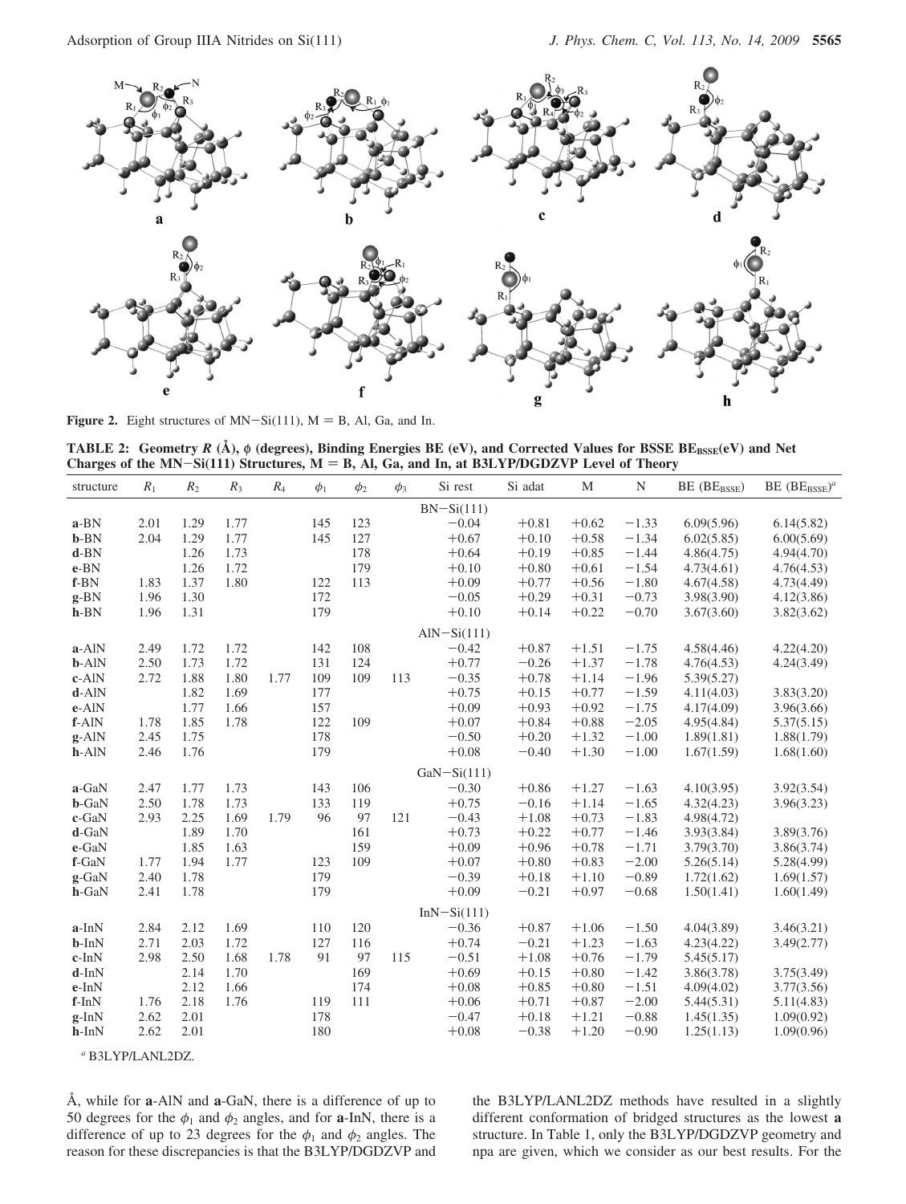**Figure 2.** Eight structures of MN−Si(111), M = B, Al, Ga, and In.

**TABLE 2: Geometry $R$ (Å), $\phi$ (degrees), Binding Energies BE (eV), and Corrected Values for BSSE $BE_{BSSE}$(eV) and Net Charges of the MN−Si(111) Structures, M = B, Al, Ga, and In, at B3LYP/DGDZVP Level of Theory**

| structure | $R_1$ | $R_2$ | $R_3$ | $R_4$ | $\phi_1$ | $\phi_2$ | $\phi_3$ | Si rest | Si adat | M | N | BE ($BE_{BSSE}$) | BE ($BE_{BSSE}$)[a] |
|---|---|---|---|---|---|---|---|---|---|---|---|---|---|
| | | | | | | | | BN−Si(111) | | | | | |
| **a**-BN | 2.01 | 1.29 | 1.77 | | 145 | 123 | | −0.04 | +0.81 | +0.62 | −1.33 | 6.09(5.96) | 6.14(5.82) |
| **b**-BN | 2.04 | 1.29 | 1.77 | | 145 | 127 | | +0.67 | +0.10 | +0.58 | −1.34 | 6.02(5.85) | 6.00(5.69) |
| **d**-BN | | 1.26 | 1.73 | | | 178 | | +0.64 | +0.19 | +0.85 | −1.44 | 4.86(4.75) | 4.94(4.70) |
| **e**-BN | | 1.26 | 1.72 | | | 179 | | +0.10 | +0.80 | +0.61 | −1.54 | 4.73(4.61) | 4.76(4.53) |
| **f**-BN | 1.83 | 1.37 | 1.80 | | 122 | 113 | | +0.09 | +0.77 | +0.56 | −1.80 | 4.67(4.58) | 4.73(4.49) |
| **g**-BN | 1.96 | 1.30 | | | 172 | | | −0.05 | +0.29 | +0.31 | −0.73 | 3.98(3.90) | 4.12(3.86) |
| **h**-BN | 1.96 | 1.31 | | | 179 | | | +0.10 | +0.14 | +0.22 | −0.70 | 3.67(3.60) | 3.82(3.62) |
| | | | | | | | | AlN−Si(111) | | | | | |
| **a**-AlN | 2.49 | 1.72 | 1.72 | | 142 | 108 | | −0.42 | +0.87 | +1.51 | −1.75 | 4.58(4.46) | 4.22(4.20) |
| **b**-AlN | 2.50 | 1.73 | 1.72 | | 131 | 124 | | +0.77 | −0.26 | +1.37 | −1.78 | 4.76(4.53) | 4.24(3.49) |
| **c**-AlN | 2.72 | 1.88 | 1.80 | 1.77 | 109 | 109 | 113 | −0.35 | +0.78 | +1.14 | −1.96 | 5.39(5.27) | |
| **d**-AlN | | 1.82 | 1.69 | | 177 | | | +0.75 | +0.15 | +0.77 | −1.59 | 4.11(4.03) | 3.83(3.20) |
| **e**-AlN | | 1.77 | 1.66 | | 157 | | | +0.09 | +0.93 | +0.92 | −1.75 | 4.17(4.09) | 3.96(3.66) |
| **f**-AlN | 1.78 | 1.85 | 1.78 | | 122 | 109 | | +0.07 | +0.84 | +0.88 | −2.05 | 4.95(4.84) | 5.37(5.15) |
| **g**-AlN | 2.45 | 1.75 | | | 178 | | | −0.50 | +0.20 | +1.32 | −1.00 | 1.89(1.81) | 1.88(1.79) |
| **h**-AlN | 2.46 | 1.76 | | | 179 | | | +0.08 | −0.40 | +1.30 | −1.00 | 1.67(1.59) | 1.68(1.60) |
| | | | | | | | | GaN−Si(111) | | | | | |
| **a**-GaN | 2.47 | 1.77 | 1.73 | | 143 | 106 | | −0.30 | +0.86 | +1.27 | −1.63 | 4.10(3.95) | 3.92(3.54) |
| **b**-GaN | 2.50 | 1.78 | 1.73 | | 133 | 119 | | +0.75 | −0.16 | +1.14 | −1.65 | 4.32(4.23) | 3.96(3.23) |
| **c**-GaN | 2.93 | 2.25 | 1.69 | 1.79 | 96 | 97 | 121 | −0.43 | +1.08 | +0.73 | −1.83 | 4.98(4.72) | |
| **d**-GaN | | 1.89 | 1.70 | | | 161 | | +0.73 | +0.22 | +0.77 | −1.46 | 3.93(3.84) | 3.89(3.76) |
| **e**-GaN | | 1.85 | 1.63 | | | 159 | | +0.09 | +0.96 | +0.78 | −1.71 | 3.79(3.70) | 3.86(3.74) |
| **f**-GaN | 1.77 | 1.94 | 1.77 | | 123 | 109 | | +0.07 | +0.80 | +0.83 | −2.00 | 5.26(5.14) | 5.28(4.99) |
| **g**-GaN | 2.40 | 1.78 | | | 179 | | | −0.39 | +0.18 | +1.10 | −0.89 | 1.72(1.62) | 1.69(1.57) |
| **h**-GaN | 2.41 | 1.78 | | | 179 | | | +0.09 | −0.21 | +0.97 | −0.68 | 1.50(1.41) | 1.60(1.49) |
| | | | | | | | | InN−Si(111) | | | | | |
| **a**-InN | 2.84 | 2.12 | 1.69 | | 110 | 120 | | −0.36 | +0.87 | +1.06 | −1.50 | 4.04(3.89) | 3.46(3.21) |
| **b**-InN | 2.71 | 2.03 | 1.72 | | 127 | 116 | | +0.74 | −0.21 | +1.23 | −1.63 | 4.23(4.22) | 3.49(2.77) |
| **c**-InN | 2.98 | 2.50 | 1.68 | 1.78 | 91 | 97 | 115 | −0.51 | +1.08 | +0.76 | −1.79 | 5.45(5.17) | |
| **d**-InN | | 2.14 | 1.70 | | | 169 | | +0.69 | +0.15 | +0.80 | −1.42 | 3.86(3.78) | 3.75(3.49) |
| **e**-InN | | 2.12 | 1.66 | | | 174 | | +0.08 | +0.85 | +0.80 | −1.51 | 4.09(4.02) | 3.77(3.56) |
| **f**-InN | 1.76 | 2.18 | 1.76 | | 119 | 111 | | +0.06 | +0.71 | +0.87 | −2.00 | 5.44(5.31) | 5.11(4.83) |
| **g**-InN | 2.62 | 2.01 | | | 178 | | | −0.47 | +0.18 | +1.21 | −0.88 | 1.45(1.35) | 1.09(0.92) |
| **h**-InN | 2.62 | 2.01 | | | 180 | | | +0.08 | −0.38 | +1.20 | −0.90 | 1.25(1.13) | 1.09(0.96) |

[a] B3LYP/LANL2DZ.

Å, while for **a**-AlN and **a**-GaN, there is a difference of up to 50 degrees for the $\phi_1$ and $\phi_2$ angles, and for **a**-InN, there is a difference of up to 23 degrees for the $\phi_1$ and $\phi_2$ angles. The reason for these discrepancies is that the B3LYP/DGDZVP and the B3LYP/LANL2DZ methods have resulted in a slightly different conformation of bridged structures as the lowest **a** structure. In Table 1, only the B3LYP/DGDZVP geometry and npa are given, which we consider as our best results. For the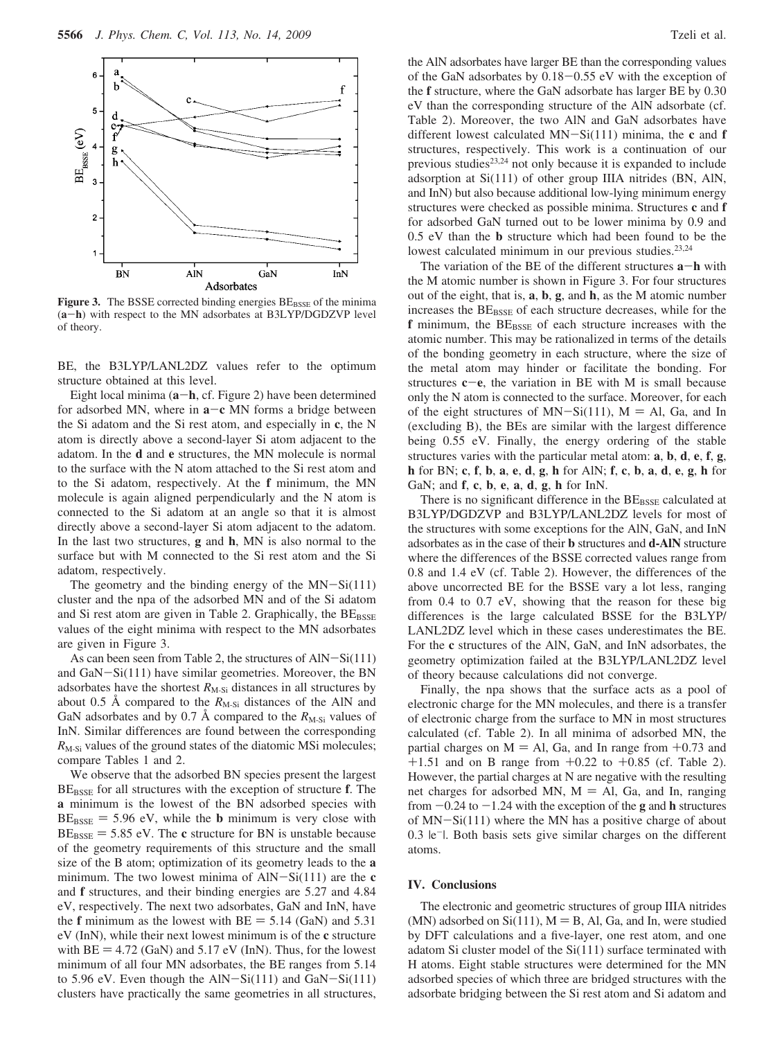a
b
c
d
e
f
g
h
f
$BE_{BSSE}$ (eV)
6
5
4
3
2
1
BN
AlN
GaN
InN
Adsorbates

**Figure 3.** The BSSE corrected binding energies $BE_{BSSE}$ of the minima (**a**–**h**) with respect to the MN adsorbates at B3LYP/DGDZVP level of theory.

BE, the B3LYP/LANL2DZ values refer to the optimum structure obtained at this level.

Eight local minima (**a**–**h**, cf. Figure 2) have been determined for adsorbed MN, where in **a**–**c** MN forms a bridge between the Si adatom and the Si rest atom, and especially in **c**, the N atom is directly above a second-layer Si atom adjacent to the adatom. In the **d** and **e** structures, the MN molecule is normal to the surface with the N atom attached to the Si rest atom and to the Si adatom, respectively. At the **f** minimum, the MN molecule is again aligned perpendicularly and the N atom is connected to the Si adatom at an angle so that it is almost directly above a second-layer Si atom adjacent to the adatom. In the last two structures, **g** and **h**, MN is also normal to the surface but with M connected to the Si rest atom and the Si adatom, respectively.

The geometry and the binding energy of the MN–Si(111) cluster and the npa of the adsorbed MN and of the Si adatom and Si rest atom are given in Table 2. Graphically, the $BE_{BSSE}$ values of the eight minima with respect to the MN adsorbates are given in Figure 3.

As can been seen from Table 2, the structures of AlN–Si(111) and GaN–Si(111) have similar geometries. Moreover, the BN adsorbates have the shortest $R_{M\text{-}Si}$ distances in all structures by about 0.5 Å compared to the $R_{M\text{-}Si}$ distances of the AlN and GaN adsorbates and by 0.7 Å compared to the $R_{M\text{-}Si}$ values of InN. Similar differences are found between the corresponding $R_{M\text{-}Si}$ values of the ground states of the diatomic MSi molecules; compare Tables 1 and 2.

We observe that the adsorbed BN species present the largest $BE_{BSSE}$ for all structures with the exception of structure **f**. The **a** minimum is the lowest of the BN adsorbed species with $BE_{BSSE}$ = 5.96 eV, while the **b** minimum is very close with $BE_{BSSE}$ = 5.85 eV. The **c** structure for BN is unstable because of the geometry requirements of this structure and the small size of the B atom; optimization of its geometry leads to the **a** minimum. The two lowest minima of AlN–Si(111) are the **c** and **f** structures, and their binding energies are 5.27 and 4.84 eV, respectively. The next two adsorbates, GaN and InN, have the **f** minimum as the lowest with BE = 5.14 (GaN) and 5.31 eV (InN), while their next lowest minimum is of the **c** structure with BE = 4.72 (GaN) and 5.17 eV (InN). Thus, for the lowest minimum of all four MN adsorbates, the BE ranges from 5.14 to 5.96 eV. Even though the AlN–Si(111) and GaN–Si(111) clusters have practically the same geometries in all structures, the AlN adsorbates have larger BE than the corresponding values of the GaN adsorbates by 0.18–0.55 eV with the exception of the **f** structure, where the GaN adsorbate has larger BE by 0.30 eV than the corresponding structure of the AlN adsorbate (cf. Table 2). Moreover, the two AlN and GaN adsorbates have different lowest calculated MN–Si(111) minima, the **c** and **f** structures, respectively. This work is a continuation of our previous studies[23,24] not only because it is expanded to include adsorption at Si(111) of other group IIIA nitrides (BN, AlN, and InN) but also because additional low-lying minimum energy structures were checked as possible minima. Structures **c** and **f** for adsorbed GaN turned out to be lower minima by 0.9 and 0.5 eV than the **b** structure which had been found to be the lowest calculated minimum in our previous studies.[23,24]

The variation of the BE of the different structures **a**–**h** with the M atomic number is shown in Figure 3. For four structures out of the eight, that is, **a**, **b**, **g**, and **h**, as the M atomic number increases the $BE_{BSSE}$ of each structure decreases, while for the **f** minimum, the $BE_{BSSE}$ of each structure increases with the atomic number. This may be rationalized in terms of the details of the bonding geometry in each structure, where the size of the metal atom may hinder or facilitate the bonding. For structures **c**–**e**, the variation in BE with M is small because only the N atom is connected to the surface. Moreover, for each of the eight structures of MN–Si(111), M = Al, Ga, and In (excluding B), the BEs are similar with the largest difference being 0.55 eV. Finally, the energy ordering of the stable structures varies with the particular metal atom: **a**, **b**, **d**, **e**, **f**, **g**, **h** for BN; **c**, **f**, **b**, **a**, **e**, **d**, **g**, **h** for AlN; **f**, **c**, **b**, **a**, **d**, **e**, **g**, **h** for GaN; and **f**, **c**, **b**, **e**, **a**, **d**, **g**, **h** for InN.

There is no significant difference in the $BE_{BSSE}$ calculated at B3LYP/DGDZVP and B3LYP/LANL2DZ levels for most of the structures with some exceptions for the AlN, GaN, and InN adsorbates as in the case of their **b** structures and **d-AlN** structure where the differences of the BSSE corrected values range from 0.8 and 1.4 eV (cf. Table 2). However, the differences of the above uncorrected BE for the BSSE vary a lot less, ranging from 0.4 to 0.7 eV, showing that the reason for these big differences is the large calculated BSSE for the B3LYP/LANL2DZ level which in these cases underestimates the BE. For the **c** structures of the AlN, GaN, and InN adsorbates, the geometry optimization failed at the B3LYP/LANL2DZ level of theory because calculations did not converge.

Finally, the npa shows that the surface acts as a pool of electronic charge for the MN molecules, and there is a transfer of electronic charge from the surface to MN in most structures calculated (cf. Table 2). In all minima of adsorbed MN, the partial charges on M = Al, Ga, and In range from +0.73 and +1.51 and on B range from +0.22 to +0.85 (cf. Table 2). However, the partial charges at N are negative with the resulting net charges for adsorbed MN, M = Al, Ga, and In, ranging from −0.24 to −1.24 with the exception of the **g** and **h** structures of MN–Si(111) where the MN has a positive charge of about 0.3 |e⁻|. Both basis sets give similar charges on the different atoms.

## IV. Conclusions

The electronic and geometric structures of group IIIA nitrides (MN) adsorbed on Si(111), M = B, Al, Ga, and In, were studied by DFT calculations and a five-layer, one rest atom, and one adatom Si cluster model of the Si(111) surface terminated with H atoms. Eight stable structures were determined for the MN adsorbed species of which three are bridged structures with the adsorbate bridging between the Si rest atom and Si adatom and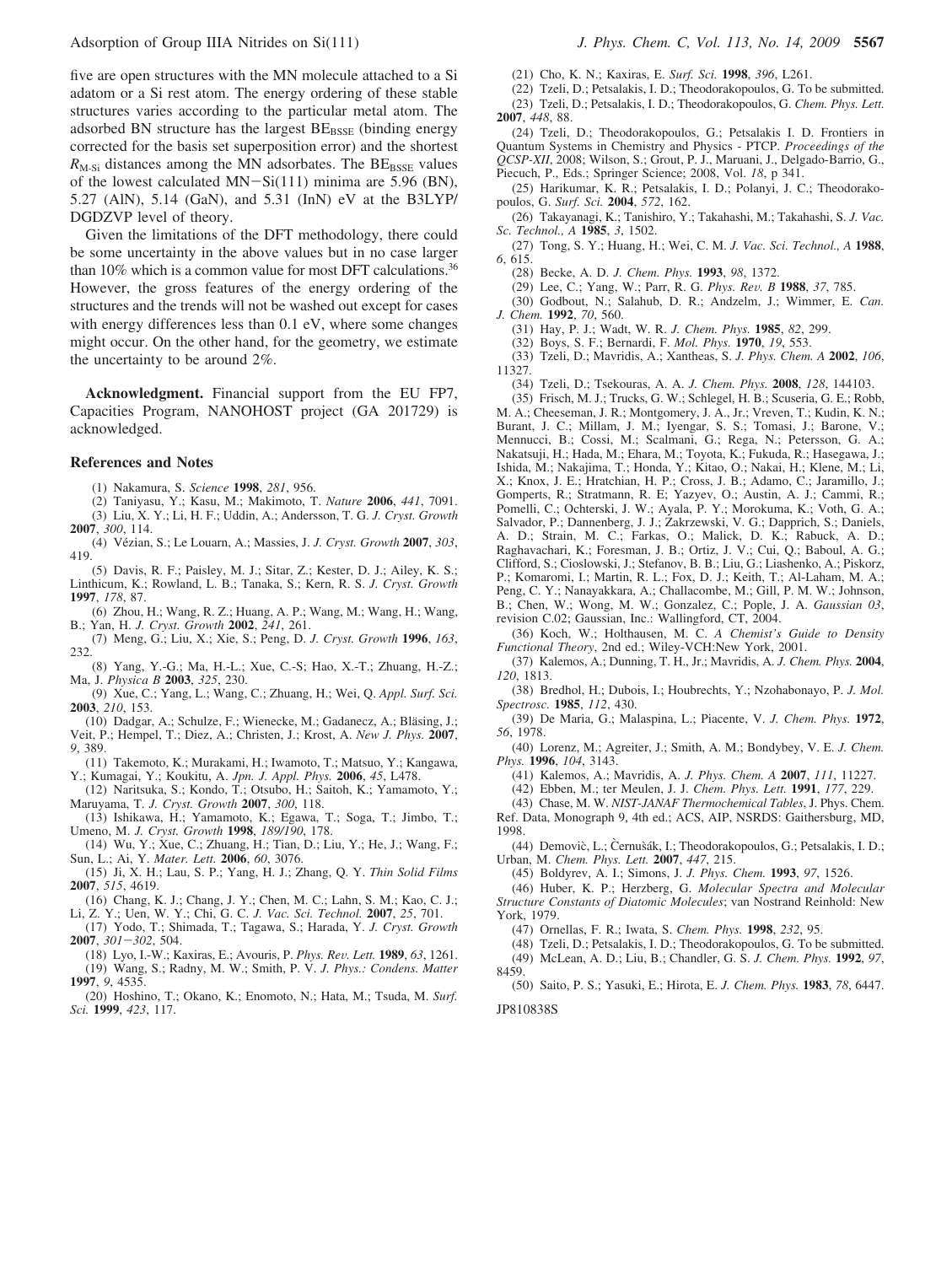five are open structures with the MN molecule attached to a Si adatom or a Si rest atom. The energy ordering of these stable structures varies according to the particular metal atom. The adsorbed BN structure has the largest $BE_{BSSE}$ (binding energy corrected for the basis set superposition error) and the shortest $R_{M\text{-}Si}$ distances among the MN adsorbates. The $BE_{BSSE}$ values of the lowest calculated MN−Si(111) minima are 5.96 (BN), 5.27 (AlN), 5.14 (GaN), and 5.31 (InN) eV at the B3LYP/DGDZVP level of theory.

Given the limitations of the DFT methodology, there could be some uncertainty in the above values but in no case larger than 10% which is a common value for most DFT calculations.[36] However, the gross features of the energy ordering of the structures and the trends will not be washed out except for cases with energy differences less than 0.1 eV, where some changes might occur. On the other hand, for the geometry, we estimate the uncertainty to be around 2%.

**Acknowledgment.** Financial support from the EU FP7, Capacities Program, NANOHOST project (GA 201729) is acknowledged.

## References and Notes

(1) Nakamura, S. *Science* **1998**, *281*, 956.
(2) Taniyasu, Y.; Kasu, M.; Makimoto, T. *Nature* **2006**, *441*, 7091.
(3) Liu, X. Y.; Li, H. F.; Uddin, A.; Andersson, T. G. *J. Cryst. Growth* **2007**, *300*, 114.
(4) Vézian, S.; Le Louarn, A.; Massies, J. *J. Cryst. Growth* **2007**, *303*, 419.
(5) Davis, R. F.; Paisley, M. J.; Sitar, Z.; Kester, D. J.; Ailey, K. S.; Linthicum, K.; Rowland, L. B.; Tanaka, S.; Kern, R. S. *J. Cryst. Growth* **1997**, *178*, 87.
(6) Zhou, H.; Wang, R. Z.; Huang, A. P.; Wang, M.; Wang, H.; Wang, B.; Yan, H. *J. Cryst. Growth* **2002**, *241*, 261.
(7) Meng, G.; Liu, X.; Xie, S.; Peng, D. *J. Cryst. Growth* **1996**, *163*, 232.
(8) Yang, Y.-G.; Ma, H.-L.; Xue, C.-S; Hao, X.-T.; Zhuang, H.-Z.; Ma, J. *Physica B* **2003**, *325*, 230.
(9) Xue, C.; Yang, L.; Wang, C.; Zhuang, H.; Wei, Q. *Appl. Surf. Sci.* **2003**, *210*, 153.
(10) Dadgar, A.; Schulze, F.; Wienecke, M.; Gadanecz, A.; Bläsing, J.; Veit, P.; Hempel, T.; Diez, A.; Christen, J.; Krost, A. *New J. Phys.* **2007**, *9*, 389.
(11) Takemoto, K.; Murakami, H.; Iwamoto, T.; Matsuo, Y.; Kangawa, Y.; Kumagai, Y.; Koukitu, A. *Jpn. J. Appl. Phys.* **2006**, *45*, L478.
(12) Naritsuka, S.; Kondo, T.; Otsubo, H.; Saitoh, K.; Yamamoto, Y.; Maruyama, T. *J. Cryst. Growth* **2007**, *300*, 118.
(13) Ishikawa, H.; Yamamoto, K.; Egawa, T.; Soga, T.; Jimbo, T.; Umeno, M. *J. Cryst. Growth* **1998**, *189/190*, 178.
(14) Wu, Y.; Xue, C.; Zhuang, H.; Tian, D.; Liu, Y.; He, J.; Wang, F.; Sun, L.; Ai, Y. *Mater. Lett.* **2006**, *60*, 3076.
(15) Ji, X. H.; Lau, S. P.; Yang, H. J.; Zhang, Q. Y. *Thin Solid Films* **2007**, *515*, 4619.
(16) Chang, K. J.; Chang, J. Y.; Chen, M. C.; Lahn, S. M.; Kao, C. J.; Li, Z. Y.; Uen, W. Y.; Chi, G. C. *J. Vac. Sci. Technol.* **2007**, *25*, 701.
(17) Yodo, T.; Shimada, T.; Tagawa, S.; Harada, Y. *J. Cryst. Growth* **2007**, *301−302*, 504.
(18) Lyo, I.-W.; Kaxiras, E.; Avouris, P. *Phys. Rev. Lett.* **1989**, *63*, 1261.
(19) Wang, S.; Radny, M. W.; Smith, P. V. *J. Phys.: Condens. Matter* **1997**, *9*, 4535.
(20) Hoshino, T.; Okano, K.; Enomoto, N.; Hata, M.; Tsuda, M. *Surf. Sci.* **1999**, *423*, 117.
(21) Cho, K. N.; Kaxiras, E. *Surf. Sci.* **1998**, *396*, L261.
(22) Tzeli, D.; Petsalakis, I. D.; Theodorakopoulos, G. To be submitted.
(23) Tzeli, D.; Petsalakis, I. D.; Theodorakopoulos, G. *Chem. Phys. Lett.* **2007**, *448*, 88.
(24) Tzeli, D.; Theodorakopoulos, G.; Petsalakis I. D. Frontiers in Quantum Systems in Chemistry and Physics - PTCP. *Proceedings of the QCSP-XII*, 2008; Wilson, S.; Grout, P. J., Maruani, J., Delgado-Barrio, G., Piecuch, P., Eds.; Springer Science; 2008, Vol. *18*, p 341.
(25) Harikumar, K. R.; Petsalakis, I. D.; Polanyi, J. C.; Theodorakopoulos, G. *Surf. Sci.* **2004**, *572*, 162.
(26) Takayanagi, K.; Tanishiro, Y.; Takahashi, M.; Takahashi, S. *J. Vac. Sc. Technol., A* **1985**, *3*, 1502.
(27) Tong, S. Y.; Huang, H.; Wei, C. M. *J. Vac. Sci. Technol., A* **1988**, *6*, 615.
(28) Becke, A. D. *J. Chem. Phys.* **1993**, *98*, 1372.
(29) Lee, C.; Yang, W.; Parr, R. G. *Phys. Rev. B* **1988**, *37*, 785.
(30) Godbout, N.; Salahub, D. R.; Andzelm, J.; Wimmer, E. *Can. J. Chem.* **1992**, *70*, 560.
(31) Hay, P. J.; Wadt, W. R. *J. Chem. Phys.* **1985**, *82*, 299.
(32) Boys, S. F.; Bernardi, F. *Mol. Phys.* **1970**, *19*, 553.
(33) Tzeli, D.; Mavridis, A.; Xantheas, S. *J. Phys. Chem. A* **2002**, *106*, 11327.
(34) Tzeli, D.; Tsekouras, A. A. *J. Chem. Phys.* **2008**, *128*, 144103.
(35) Frisch, M. J.; Trucks, G. W.; Schlegel, H. B.; Scuseria, G. E.; Robb, M. A.; Cheeseman, J. R.; Montgomery, J. A., Jr.; Vreven, T.; Kudin, K. N.; Burant, J. C.; Millam, J. M.; Iyengar, S. S.; Tomasi, J.; Barone, V.; Mennucci, B.; Cossi, M.; Scalmani, G.; Rega, N.; Petersson, G. A.; Nakatsuji, H.; Hada, M.; Ehara, M.; Toyota, K.; Fukuda, R.; Hasegawa, J.; Ishida, M.; Nakajima, T.; Honda, Y.; Kitao, O.; Nakai, H.; Klene, M.; Li, X.; Knox, J. E.; Hratchian, H. P.; Cross, J. B.; Adamo, C.; Jaramillo, J.; Gomperts, R.; Stratmann, R. E; Yazyev, O.; Austin, A. J.; Cammi, R.; Pomelli, C.; Ochterski, J. W.; Ayala, P. Y.; Morokuma, K.; Voth, G. A.; Salvador, P.; Dannenberg, J. J.; Zakrzewski, V. G.; Dapprich, S.; Daniels, A. D.; Strain, M. C.; Farkas, O.; Malick, D. K.; Rabuck, A. D.; Raghavachari, K.; Foresman, J. B.; Ortiz, J. V.; Cui, Q.; Baboul, A. G.; Clifford, S.; Cioslowski, J.; Stefanov, B. B.; Liu, G.; Liashenko, A.; Piskorz, P.; Komaromi, I.; Martin, R. L.; Fox, D. J.; Keith, T.; Al-Laham, M. A.; Peng, C. Y.; Nanayakkara, A.; Challacombe, M.; Gill, P. M. W.; Johnson, B.; Chen, W.; Wong, M. W.; Gonzalez, C.; Pople, J. A. *Gaussian 03*, revision C.02; Gaussian, Inc.: Wallingford, CT, 2004.
(36) Koch, W.; Holthausen, M. C. *A Chemist's Guide to Density Functional Theory*, 2nd ed.; Wiley-VCH:New York, 2001.
(37) Kalemos, A.; Dunning, T. H., Jr.; Mavridis, A. *J. Chem. Phys.* **2004**, *120*, 1813.
(38) Bredhol, H.; Dubois, I.; Houbrechts, Y.; Nzohabonayo, P. *J. Mol. Spectrosc.* **1985**, *112*, 430.
(39) De Maria, G.; Malaspina, L.; Piacente, V. *J. Chem. Phys.* **1972**, *56*, 1978.
(40) Lorenz, M.; Agreiter, J.; Smith, A. M.; Bondybey, V. E. *J. Chem. Phys.* **1996**, *104*, 3143.
(41) Kalemos, A.; Mavridis, A. *J. Phys. Chem. A* **2007**, *111*, 11227.
(42) Ebben, M.; ter Meulen, J. J. *Chem. Phys. Lett.* **1991**, *177*, 229.
(43) Chase, M. W. *NIST-JANAF Thermochemical Tables*, J. Phys. Chem. Ref. Data, Monograph 9, 4th ed.; ACS, AIP, NSRDS: Gaithersburg, MD, 1998.
(44) Demovič, L.; Černušák, I.; Theodorakopoulos, G.; Petsalakis, I. D.; Urban, M. *Chem. Phys. Lett.* **2007**, *447*, 215.
(45) Boldyrev, A. I.; Simons, J. *J. Phys. Chem.* **1993**, *97*, 1526.
(46) Huber, K. P.; Herzberg, G. *Molecular Spectra and Molecular Structure Constants of Diatomic Molecules*; van Nostrand Reinhold: New York, 1979.
(47) Ornellas, F. R.; Iwata, S. *Chem. Phys.* **1998**, *232*, 95.
(48) Tzeli, D.; Petsalakis, I. D.; Theodorakopoulos, G. To be submitted.
(49) McLean, A. D.; Liu, B.; Chandler, G. S. *J. Chem. Phys.* **1992**, *97*, 8459.
(50) Saito, P. S.; Yasuki, E.; Hirota, E. *J. Chem. Phys.* **1983**, *78*, 6447.

JP810838S